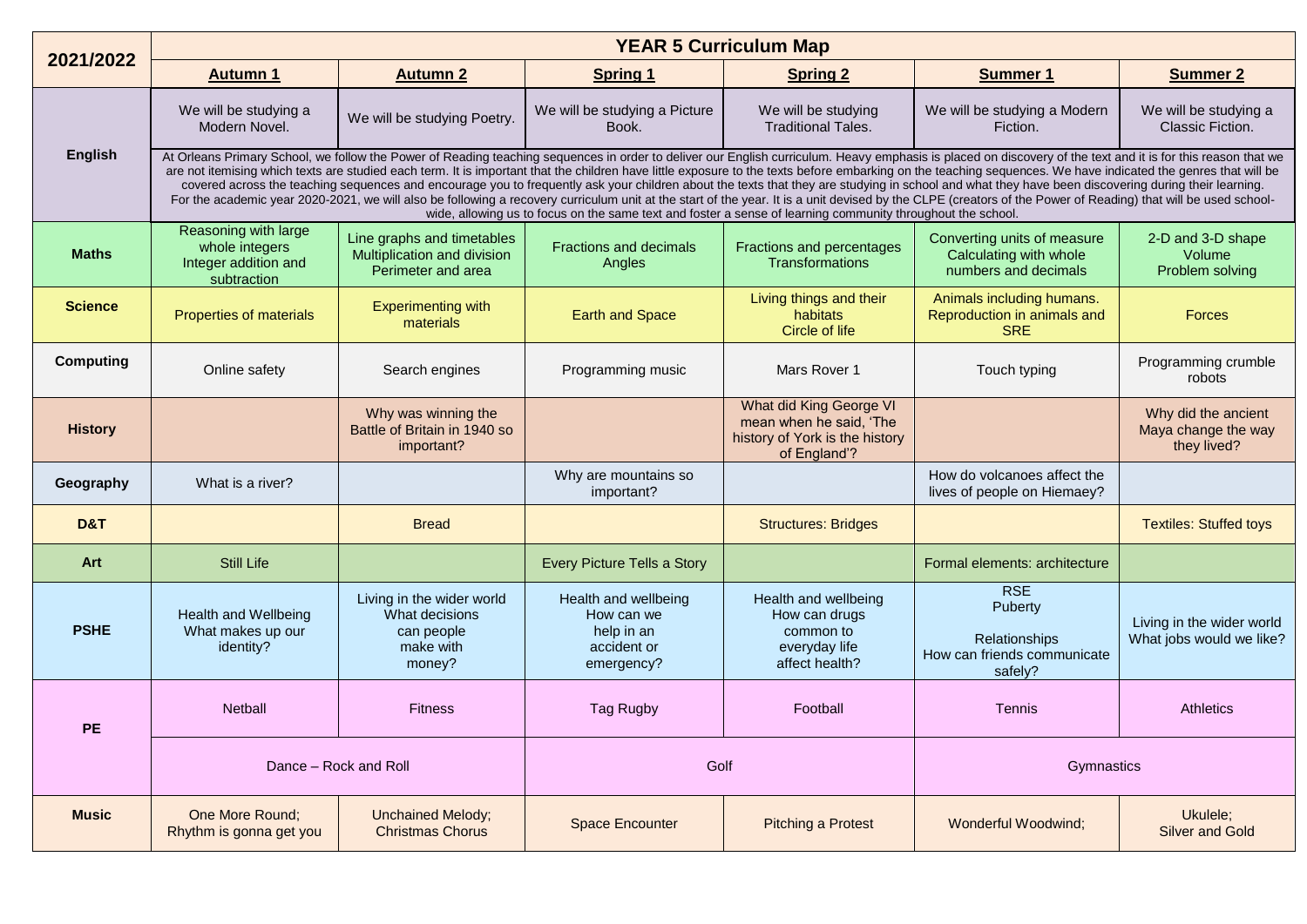| 2021/2022 | YEAR 5 Curriculum Map | | | | | |
|---|---|---|---|---|---|---|
| | **Autumn 1** | **Autumn 2** | **Spring 1** | **Spring 2** | **Summer 1** | **Summer 2** |
| **English** | We will be studying a Modern Novel. | We will be studying Poetry. | We will be studying a Picture Book. | We will be studying Traditional Tales. | We will be studying a Modern Fiction. | We will be studying a Classic Fiction. |
| | At Orleans Primary School, we follow the Power of Reading teaching sequences in order to deliver our English curriculum. Heavy emphasis is placed on discovery of the text and it is for this reason that we are not itemising which texts are studied each term. It is important that the children have little exposure to the texts before embarking on the teaching sequences. We have indicated the genres that will be covered across the teaching sequences and encourage you to frequently ask your children about the texts that they are studying in school and what they have been discovering during their learning. For the academic year 2020-2021, we will also be following a recovery curriculum unit at the start of the year. It is a unit devised by the CLPE (creators of the Power of Reading) that will be used school-wide, allowing us to focus on the same text and foster a sense of learning community throughout the school. | | | | | |
| **Maths** | Reasoning with large whole integers<br>Integer addition and subtraction | Line graphs and timetables<br>Multiplication and division<br>Perimeter and area | Fractions and decimals<br>Angles | Fractions and percentages<br>Transformations | Converting units of measure<br>Calculating with whole numbers and decimals | 2-D and 3-D shape<br>Volume<br>Problem solving |
| **Science** | Properties of materials | Experimenting with materials | Earth and Space | Living things and their habitats<br>Circle of life | Animals including humans.<br>Reproduction in animals and SRE | Forces |
| **Computing** | Online safety | Search engines | Programming music | Mars Rover 1 | Touch typing | Programming crumble robots |
| **History** | | Why was winning the Battle of Britain in 1940 so important? | | What did King George VI mean when he said, 'The history of York is the history of England'? | | Why did the ancient Maya change the way they lived? |
| **Geography** | What is a river? | | Why are mountains so important? | | How do volcanoes affect the lives of people on Hiemaey? | |
| **D&T** | | Bread | | Structures: Bridges | | Textiles: Stuffed toys |
| **Art** | Still Life | | Every Picture Tells a Story | | Formal elements: architecture | |
| **PSHE** | Health and Wellbeing<br>What makes up our identity? | Living in the wider world<br>What decisions can people make with money? | Health and wellbeing<br>How can we help in an accident or emergency? | Health and wellbeing<br>How can drugs common to everyday life affect health? | RSE<br>Puberty<br><br>Relationships<br>How can friends communicate safely? | Living in the wider world<br>What jobs would we like? |
| **PE** | Netball | Fitness | Tag Rugby | Football | Tennis | Athletics |
| | Dance – Rock and Roll | | Golf | | Gymnastics | |
| **Music** | One More Round;<br>Rhythm is gonna get you | Unchained Melody;<br>Christmas Chorus | Space Encounter | Pitching a Protest | Wonderful Woodwind; | Ukulele;<br>Silver and Gold |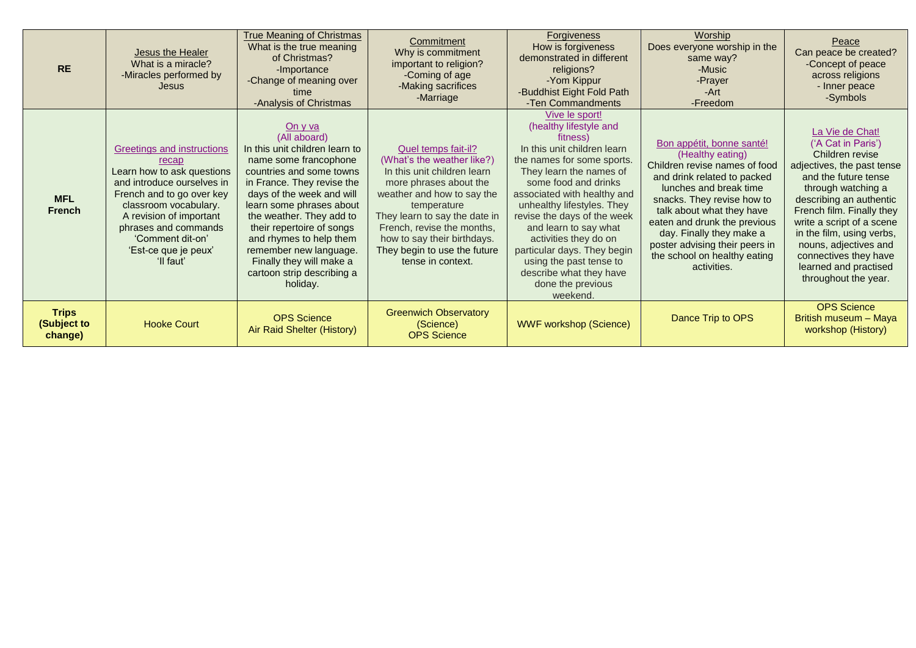| | | | | | | |
|---|---|---|---|---|---|---|
| **RE** | Jesus the Healer<br>What is a miracle?<br>-Miracles performed by Jesus | True Meaning of Christmas<br>What is the true meaning of Christmas?<br>-Importance<br>-Change of meaning over time<br>-Analysis of Christmas | Commitment<br>Why is commitment important to religion?<br>-Coming of age<br>-Making sacrifices<br>-Marriage | Forgiveness<br>How is forgiveness demonstrated in different religions?<br>-Yom Kippur<br>-Buddhist Eight Fold Path<br>-Ten Commandments | Worship<br>Does everyone worship in the same way?<br>-Music<br>-Prayer<br>-Art<br>-Freedom | Peace<br>Can peace be created?<br>-Concept of peace across religions<br>- Inner peace<br>-Symbols |
| **MFL French** | Greetings and instructions recap<br>Learn how to ask questions and introduce ourselves in French and to go over key classroom vocabulary.<br>A revision of important phrases and commands<br>'Comment dit-on'<br>'Est-ce que je peux'<br>'Il faut' | On y va<br>(All aboard)<br>In this unit children learn to name some francophone countries and some towns in France. They revise the days of the week and will learn some phrases about the weather. They add to their repertoire of songs and rhymes to help them remember new language. Finally they will make a cartoon strip describing a holiday. | Quel temps fait-il?<br>(What's the weather like?)<br>In this unit children learn more phrases about the weather and how to say the temperature<br>They learn to say the date in French, revise the months, how to say their birthdays. They begin to use the future tense in context. | Vive le sport!<br>(healthy lifestyle and fitness)<br>In this unit children learn the names for some sports. They learn the names of some food and drinks associated with healthy and unhealthy lifestyles. They revise the days of the week and learn to say what activities they do on particular days. They begin using the past tense to describe what they have done the previous weekend. | Bon appétit, bonne santé!<br>(Healthy eating)<br>Children revise names of food and drink related to packed lunches and break time snacks. They revise how to talk about what they have eaten and drunk the previous day. Finally they make a poster advising their peers in the school on healthy eating activities. | La Vie de Chat!<br>('A Cat in Paris')<br>Children revise adjectives, the past tense and the future tense through watching a describing an authentic French film. Finally they write a script of a scene in the film, using verbs, nouns, adjectives and connectives they have learned and practised throughout the year. |
| **Trips (Subject to change)** | Hooke Court | OPS Science<br>Air Raid Shelter (History) | Greenwich Observatory (Science)<br>OPS Science | WWF workshop (Science) | Dance Trip to OPS | OPS Science<br>British museum – Maya workshop (History) |